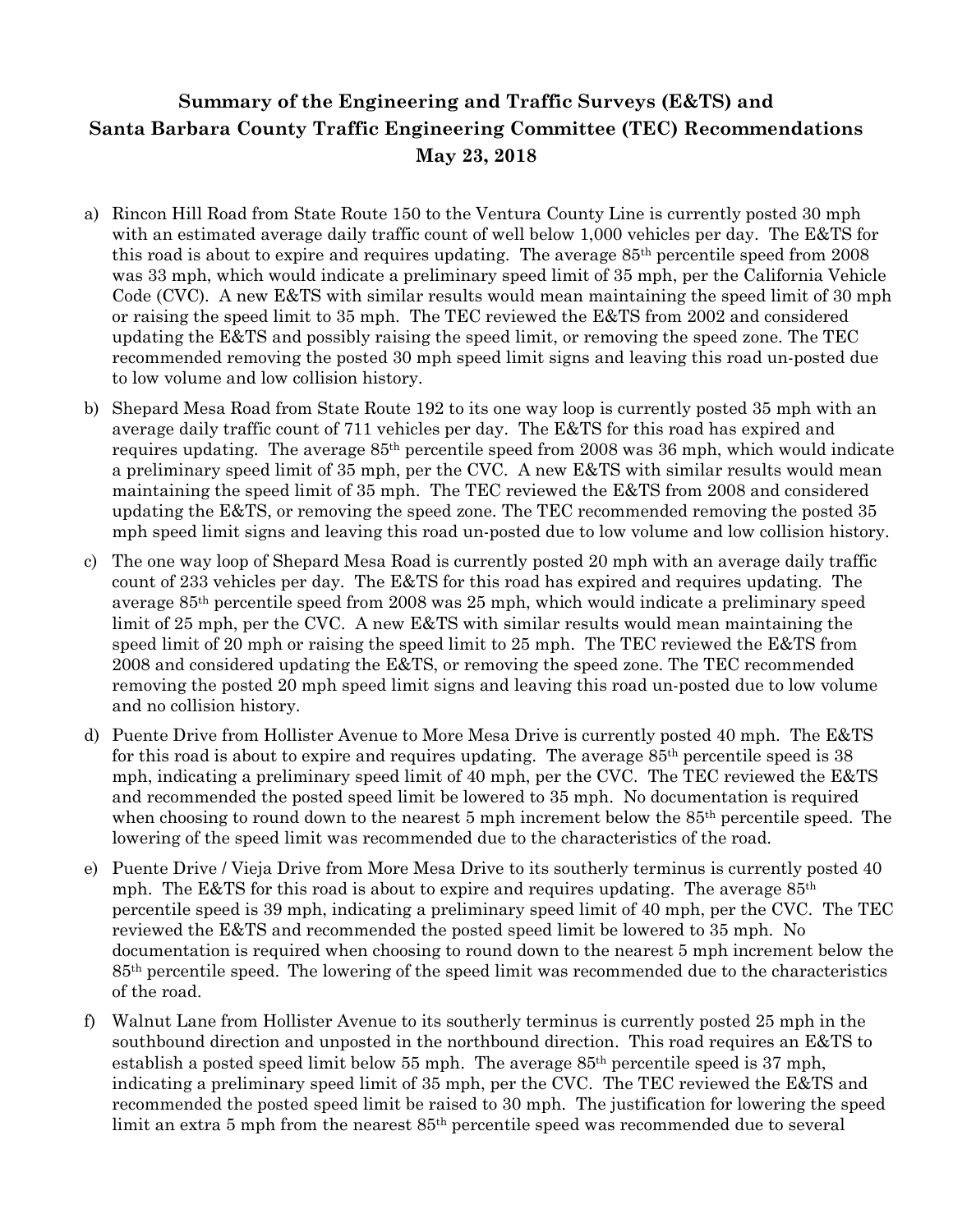# Summary of the Engineering and Traffic Surveys (E&TS) and Santa Barbara County Traffic Engineering Committee (TEC) Recommendations May 23, 2018

a) Rincon Hill Road from State Route 150 to the Ventura County Line is currently posted 30 mph with an estimated average daily traffic count of well below 1,000 vehicles per day. The E&TS for this road is about to expire and requires updating. The average 85th percentile speed from 2008 was 33 mph, which would indicate a preliminary speed limit of 35 mph, per the California Vehicle Code (CVC). A new E&TS with similar results would mean maintaining the speed limit of 30 mph or raising the speed limit to 35 mph. The TEC reviewed the E&TS from 2002 and considered updating the E&TS and possibly raising the speed limit, or removing the speed zone. The TEC recommended removing the posted 30 mph speed limit signs and leaving this road un-posted due to low volume and low collision history.

b) Shepard Mesa Road from State Route 192 to its one way loop is currently posted 35 mph with an average daily traffic count of 711 vehicles per day. The E&TS for this road has expired and requires updating. The average 85th percentile speed from 2008 was 36 mph, which would indicate a preliminary speed limit of 35 mph, per the CVC. A new E&TS with similar results would mean maintaining the speed limit of 35 mph. The TEC reviewed the E&TS from 2008 and considered updating the E&TS, or removing the speed zone. The TEC recommended removing the posted 35 mph speed limit signs and leaving this road un-posted due to low volume and low collision history.

c) The one way loop of Shepard Mesa Road is currently posted 20 mph with an average daily traffic count of 233 vehicles per day. The E&TS for this road has expired and requires updating. The average 85th percentile speed from 2008 was 25 mph, which would indicate a preliminary speed limit of 25 mph, per the CVC. A new E&TS with similar results would mean maintaining the speed limit of 20 mph or raising the speed limit to 25 mph. The TEC reviewed the E&TS from 2008 and considered updating the E&TS, or removing the speed zone. The TEC recommended removing the posted 20 mph speed limit signs and leaving this road un-posted due to low volume and no collision history.

d) Puente Drive from Hollister Avenue to More Mesa Drive is currently posted 40 mph. The E&TS for this road is about to expire and requires updating. The average 85th percentile speed is 38 mph, indicating a preliminary speed limit of 40 mph, per the CVC. The TEC reviewed the E&TS and recommended the posted speed limit be lowered to 35 mph. No documentation is required when choosing to round down to the nearest 5 mph increment below the 85th percentile speed. The lowering of the speed limit was recommended due to the characteristics of the road.

e) Puente Drive / Vieja Drive from More Mesa Drive to its southerly terminus is currently posted 40 mph. The E&TS for this road is about to expire and requires updating. The average 85th percentile speed is 39 mph, indicating a preliminary speed limit of 40 mph, per the CVC. The TEC reviewed the E&TS and recommended the posted speed limit be lowered to 35 mph. No documentation is required when choosing to round down to the nearest 5 mph increment below the 85th percentile speed. The lowering of the speed limit was recommended due to the characteristics of the road.

f) Walnut Lane from Hollister Avenue to its southerly terminus is currently posted 25 mph in the southbound direction and unposted in the northbound direction. This road requires an E&TS to establish a posted speed limit below 55 mph. The average 85th percentile speed is 37 mph, indicating a preliminary speed limit of 35 mph, per the CVC. The TEC reviewed the E&TS and recommended the posted speed limit be raised to 30 mph. The justification for lowering the speed limit an extra 5 mph from the nearest 85th percentile speed was recommended due to several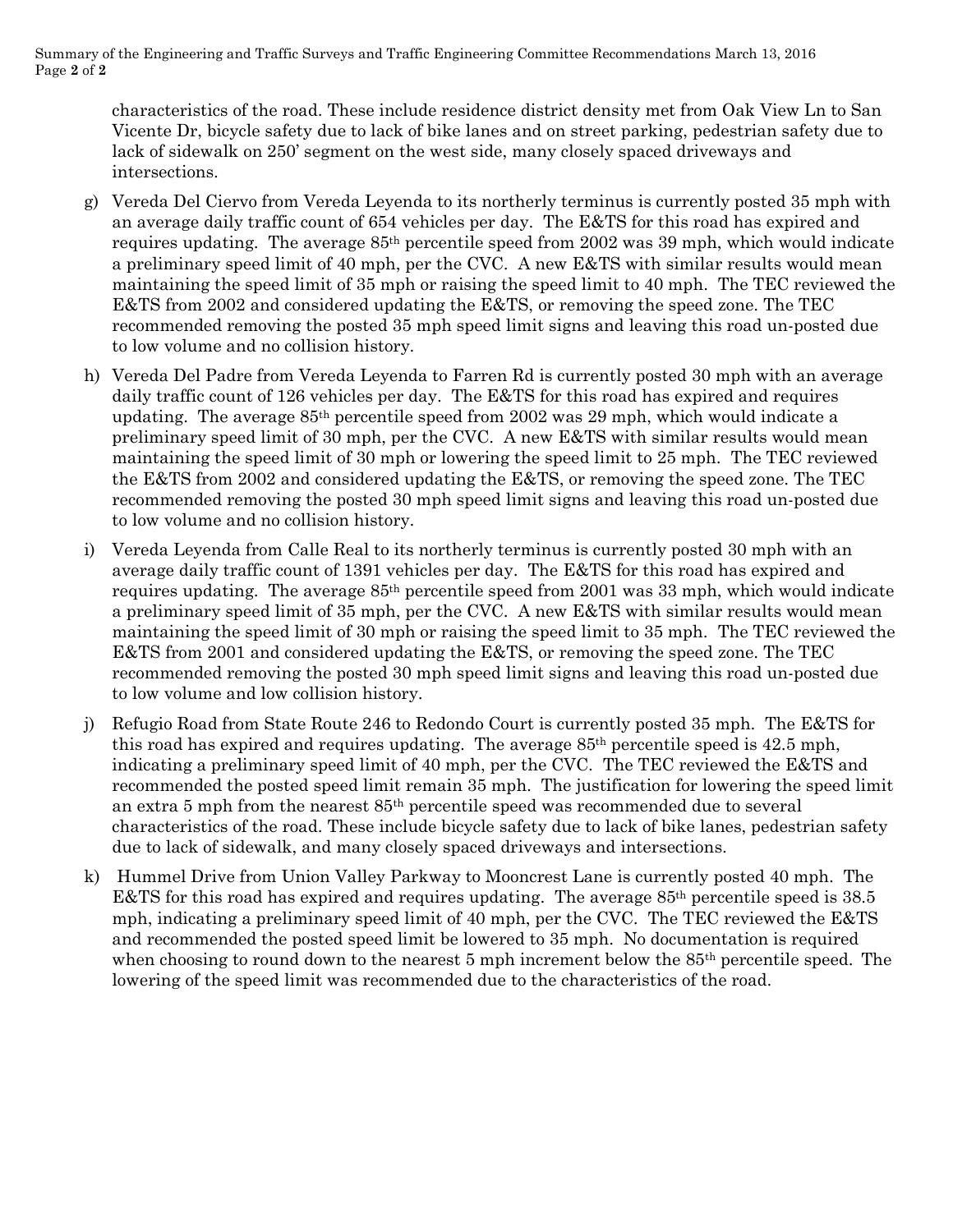characteristics of the road. These include residence district density met from Oak View Ln to San Vicente Dr, bicycle safety due to lack of bike lanes and on street parking, pedestrian safety due to lack of sidewalk on 250' segment on the west side, many closely spaced driveways and intersections.

g) Vereda Del Ciervo from Vereda Leyenda to its northerly terminus is currently posted 35 mph with an average daily traffic count of 654 vehicles per day. The E&TS for this road has expired and requires updating. The average 85th percentile speed from 2002 was 39 mph, which would indicate a preliminary speed limit of 40 mph, per the CVC. A new E&TS with similar results would mean maintaining the speed limit of 35 mph or raising the speed limit to 40 mph. The TEC reviewed the E&TS from 2002 and considered updating the E&TS, or removing the speed zone. The TEC recommended removing the posted 35 mph speed limit signs and leaving this road un-posted due to low volume and no collision history.

h) Vereda Del Padre from Vereda Leyenda to Farren Rd is currently posted 30 mph with an average daily traffic count of 126 vehicles per day. The E&TS for this road has expired and requires updating. The average 85th percentile speed from 2002 was 29 mph, which would indicate a preliminary speed limit of 30 mph, per the CVC. A new E&TS with similar results would mean maintaining the speed limit of 30 mph or lowering the speed limit to 25 mph. The TEC reviewed the E&TS from 2002 and considered updating the E&TS, or removing the speed zone. The TEC recommended removing the posted 30 mph speed limit signs and leaving this road un-posted due to low volume and no collision history.

i) Vereda Leyenda from Calle Real to its northerly terminus is currently posted 30 mph with an average daily traffic count of 1391 vehicles per day. The E&TS for this road has expired and requires updating. The average 85th percentile speed from 2001 was 33 mph, which would indicate a preliminary speed limit of 35 mph, per the CVC. A new E&TS with similar results would mean maintaining the speed limit of 30 mph or raising the speed limit to 35 mph. The TEC reviewed the E&TS from 2001 and considered updating the E&TS, or removing the speed zone. The TEC recommended removing the posted 30 mph speed limit signs and leaving this road un-posted due to low volume and low collision history.

j) Refugio Road from State Route 246 to Redondo Court is currently posted 35 mph. The E&TS for this road has expired and requires updating. The average 85th percentile speed is 42.5 mph, indicating a preliminary speed limit of 40 mph, per the CVC. The TEC reviewed the E&TS and recommended the posted speed limit remain 35 mph. The justification for lowering the speed limit an extra 5 mph from the nearest 85th percentile speed was recommended due to several characteristics of the road. These include bicycle safety due to lack of bike lanes, pedestrian safety due to lack of sidewalk, and many closely spaced driveways and intersections.

k) Hummel Drive from Union Valley Parkway to Mooncrest Lane is currently posted 40 mph. The E&TS for this road has expired and requires updating. The average 85th percentile speed is 38.5 mph, indicating a preliminary speed limit of 40 mph, per the CVC. The TEC reviewed the E&TS and recommended the posted speed limit be lowered to 35 mph. No documentation is required when choosing to round down to the nearest 5 mph increment below the 85th percentile speed. The lowering of the speed limit was recommended due to the characteristics of the road.